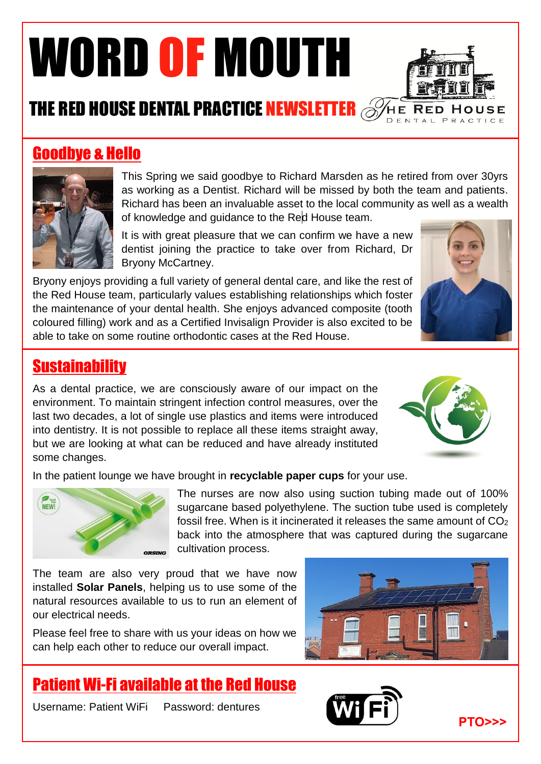# WORD OF MOUTH

## THE RED HOUSE DENTAL PRACTICE NEWSLETTER

The Red House Dental Practice

## Goodbye & Hello

This Spring we said goodbye to Richard Marsden as he retired from over 30yrs as working as a Dentist. Richard will be missed by both the team and patients. Richard has been an invaluable asset to the local community as well as a wealth of knowledge and guidance to the Red House team.

It is with great pleasure that we can confirm we have a new dentist joining the practice to take over from Richard, Dr Bryony McCartney.

Bryony enjoys providing a full variety of general dental care, and like the rest of the Red House team, particularly values establishing relationships which foster the maintenance of your dental health. She enjoys advanced composite (tooth coloured filling) work and as a Certified Invisalign Provider is also excited to be able to take on some routine orthodontic cases at the Red House.

## Sustainability

As a dental practice, we are consciously aware of our impact on the environment. To maintain stringent infection control measures, over the last two decades, a lot of single use plastics and items were introduced into dentistry. It is not possible to replace all these items straight away, but we are looking at what can be reduced and have already instituted some changes.

In the patient lounge we have brought in **recyclable paper cups** for your use.

The nurses are now also using suction tubing made out of 100% sugarcane based polyethylene. The suction tube used is completely fossil free. When is it incinerated it releases the same amount of $CO_2$ back into the atmosphere that was captured during the sugarcane cultivation process.

The team are also very proud that we have now installed **Solar Panels**, helping us to use some of the natural resources available to us to run an element of our electrical needs.

Please feel free to share with us your ideas on how we can help each other to reduce our overall impact.

## Patient Wi-Fi available at the Red House

Username: Patient WiFi Password: dentures

**PTO>>>**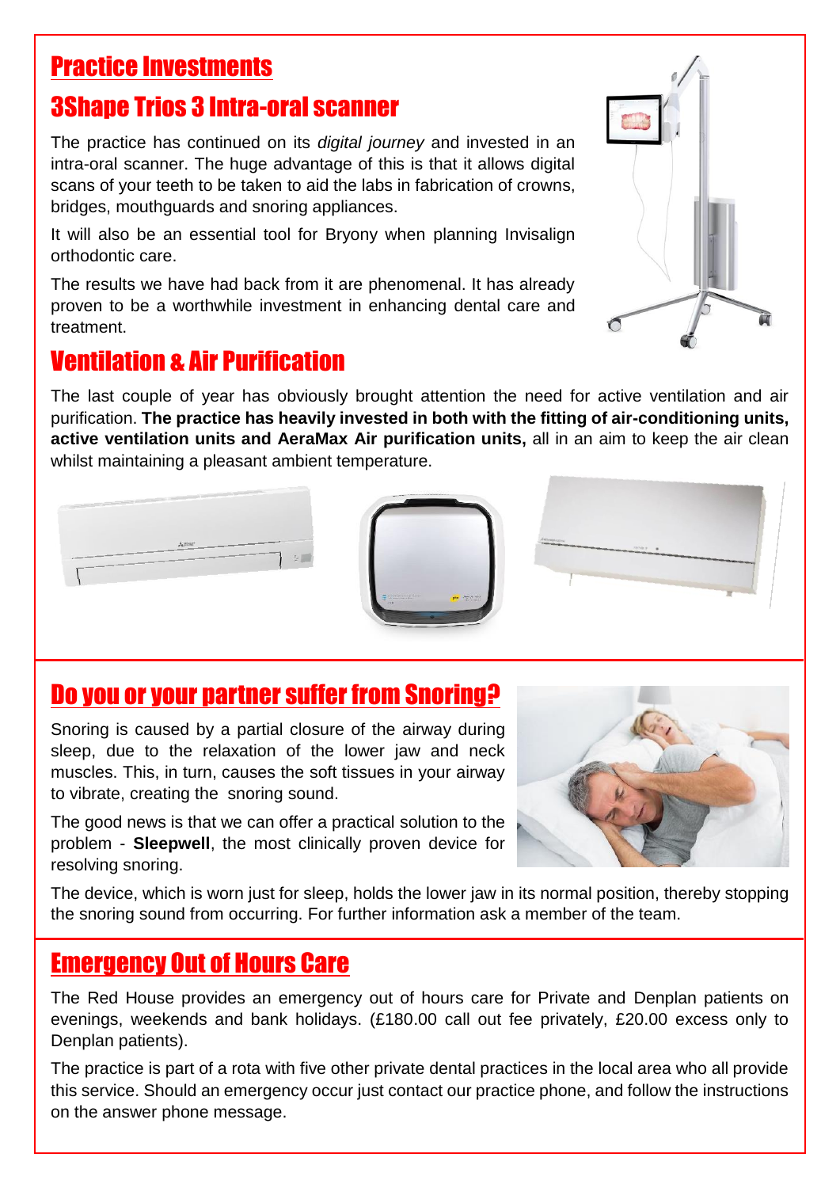# Practice Investments

## 3Shape Trios 3 Intra-oral scanner

The practice has continued on its *digital journey* and invested in an intra-oral scanner. The huge advantage of this is that it allows digital scans of your teeth to be taken to aid the labs in fabrication of crowns, bridges, mouthguards and snoring appliances.

It will also be an essential tool for Bryony when planning Invisalign orthodontic care.

The results we have had back from it are phenomenal. It has already proven to be a worthwhile investment in enhancing dental care and treatment.

## Ventilation & Air Purification

The last couple of year has obviously brought attention the need for active ventilation and air purification. **The practice has heavily invested in both with the fitting of air-conditioning units, active ventilation units and AeraMax Air purification units,** all in an aim to keep the air clean whilst maintaining a pleasant ambient temperature.

## Do you or your partner suffer from Snoring?

Snoring is caused by a partial closure of the airway during sleep, due to the relaxation of the lower jaw and neck muscles. This, in turn, causes the soft tissues in your airway to vibrate, creating the snoring sound.

The good news is that we can offer a practical solution to the problem - **Sleepwell**, the most clinically proven device for resolving snoring.

The device, which is worn just for sleep, holds the lower jaw in its normal position, thereby stopping the snoring sound from occurring. For further information ask a member of the team.

## Emergency Out of Hours Care

The Red House provides an emergency out of hours care for Private and Denplan patients on evenings, weekends and bank holidays. (£180.00 call out fee privately, £20.00 excess only to Denplan patients).

The practice is part of a rota with five other private dental practices in the local area who all provide this service. Should an emergency occur just contact our practice phone, and follow the instructions on the answer phone message.